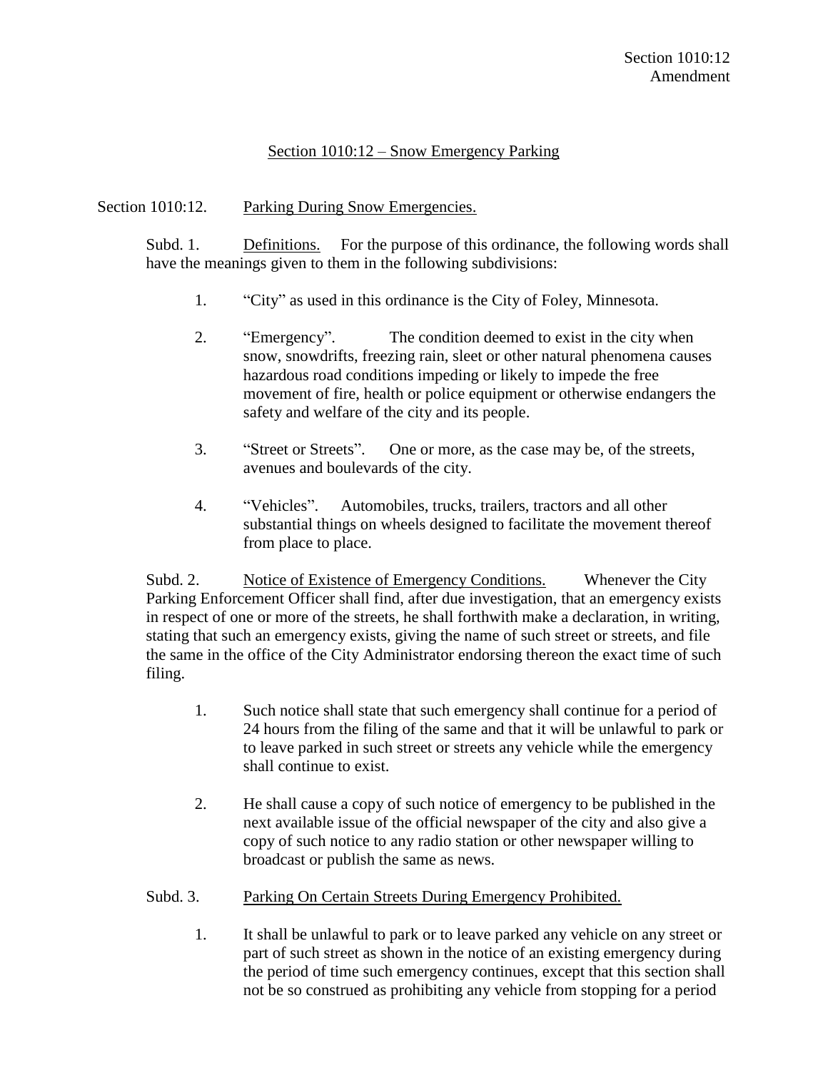Section 1010:12
Amendment

## Section 1010:12 – Snow Emergency Parking

Section 1010:12. Parking During Snow Emergencies.

Subd. 1. Definitions. For the purpose of this ordinance, the following words shall have the meanings given to them in the following subdivisions:

1. "City" as used in this ordinance is the City of Foley, Minnesota.

2. "Emergency". The condition deemed to exist in the city when snow, snowdrifts, freezing rain, sleet or other natural phenomena causes hazardous road conditions impeding or likely to impede the free movement of fire, health or police equipment or otherwise endangers the safety and welfare of the city and its people.

3. "Street or Streets". One or more, as the case may be, of the streets, avenues and boulevards of the city.

4. "Vehicles". Automobiles, trucks, trailers, tractors and all other substantial things on wheels designed to facilitate the movement thereof from place to place.

Subd. 2. Notice of Existence of Emergency Conditions. Whenever the City Parking Enforcement Officer shall find, after due investigation, that an emergency exists in respect of one or more of the streets, he shall forthwith make a declaration, in writing, stating that such an emergency exists, giving the name of such street or streets, and file the same in the office of the City Administrator endorsing thereon the exact time of such filing.

1. Such notice shall state that such emergency shall continue for a period of 24 hours from the filing of the same and that it will be unlawful to park or to leave parked in such street or streets any vehicle while the emergency shall continue to exist.

2. He shall cause a copy of such notice of emergency to be published in the next available issue of the official newspaper of the city and also give a copy of such notice to any radio station or other newspaper willing to broadcast or publish the same as news.

Subd. 3. Parking On Certain Streets During Emergency Prohibited.

1. It shall be unlawful to park or to leave parked any vehicle on any street or part of such street as shown in the notice of an existing emergency during the period of time such emergency continues, except that this section shall not be so construed as prohibiting any vehicle from stopping for a period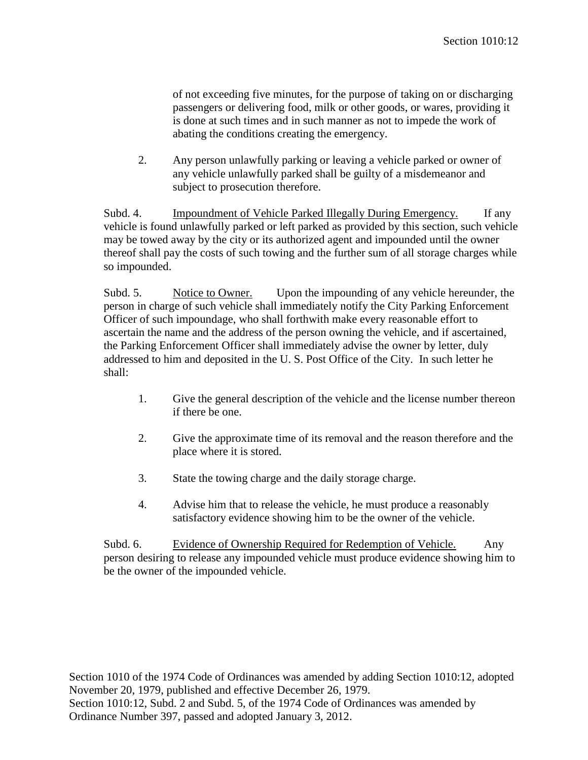of not exceeding five minutes, for the purpose of taking on or discharging passengers or delivering food, milk or other goods, or wares, providing it is done at such times and in such manner as not to impede the work of abating the conditions creating the emergency.

2. Any person unlawfully parking or leaving a vehicle parked or owner of any vehicle unlawfully parked shall be guilty of a misdemeanor and subject to prosecution therefore.

Subd. 4. Impoundment of Vehicle Parked Illegally During Emergency. If any vehicle is found unlawfully parked or left parked as provided by this section, such vehicle may be towed away by the city or its authorized agent and impounded until the owner thereof shall pay the costs of such towing and the further sum of all storage charges while so impounded.

Subd. 5. Notice to Owner. Upon the impounding of any vehicle hereunder, the person in charge of such vehicle shall immediately notify the City Parking Enforcement Officer of such impoundage, who shall forthwith make every reasonable effort to ascertain the name and the address of the person owning the vehicle, and if ascertained, the Parking Enforcement Officer shall immediately advise the owner by letter, duly addressed to him and deposited in the U. S. Post Office of the City. In such letter he shall:

1. Give the general description of the vehicle and the license number thereon if there be one.

2. Give the approximate time of its removal and the reason therefore and the place where it is stored.

3. State the towing charge and the daily storage charge.

4. Advise him that to release the vehicle, he must produce a reasonably satisfactory evidence showing him to be the owner of the vehicle.

Subd. 6. Evidence of Ownership Required for Redemption of Vehicle. Any person desiring to release any impounded vehicle must produce evidence showing him to be the owner of the impounded vehicle.

Section 1010 of the 1974 Code of Ordinances was amended by adding Section 1010:12, adopted November 20, 1979, published and effective December 26, 1979.
Section 1010:12, Subd. 2 and Subd. 5, of the 1974 Code of Ordinances was amended by Ordinance Number 397, passed and adopted January 3, 2012.